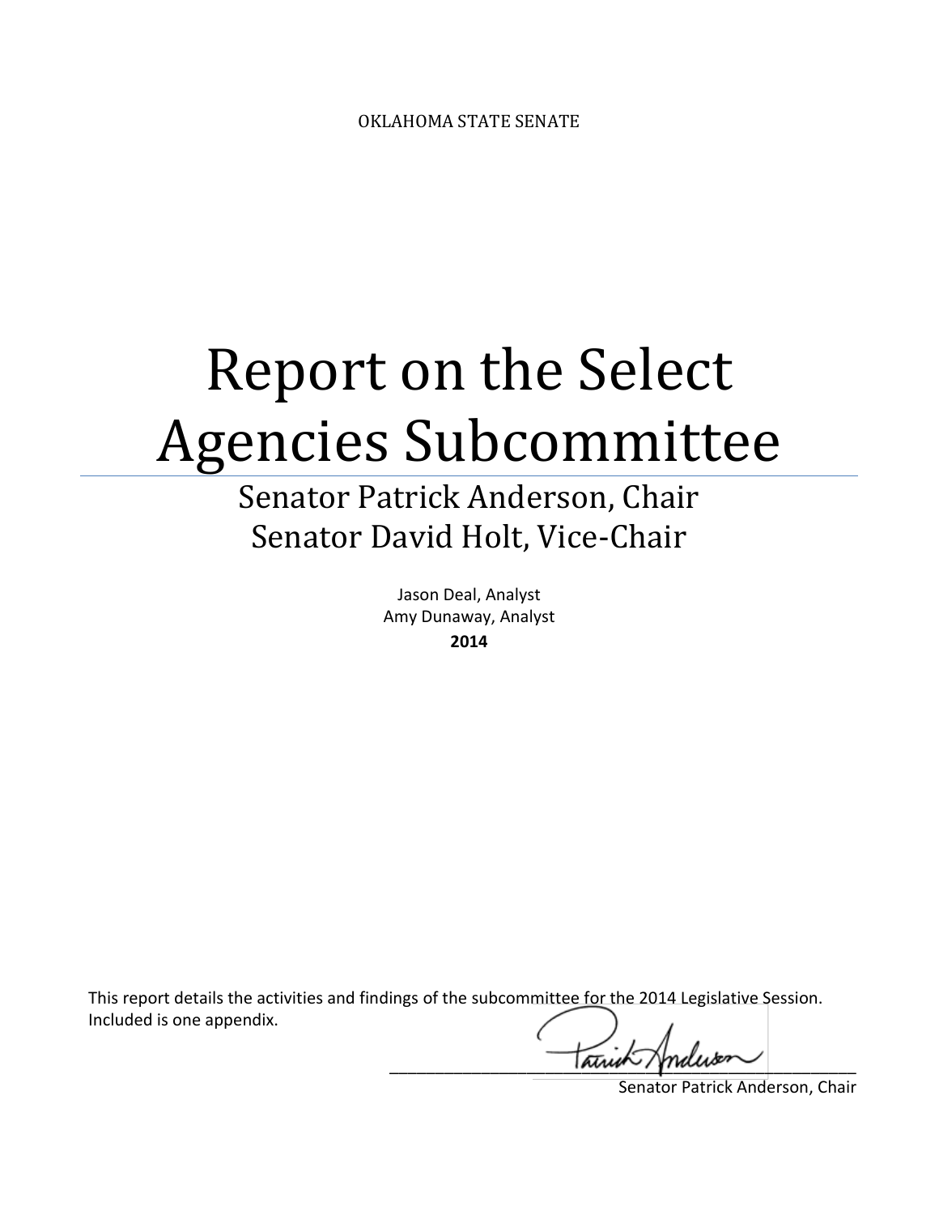OKLAHOMA STATE SENATE

# Report on the Select Agencies Subcommittee

## Senator Patrick Anderson, Chair
## Senator David Holt, Vice-Chair

Jason Deal, Analyst
Amy Dunaway, Analyst
**2014**

This report details the activities and findings of the subcommittee for the 2014 Legislative Session. Included is one appendix.

Senator Patrick Anderson, Chair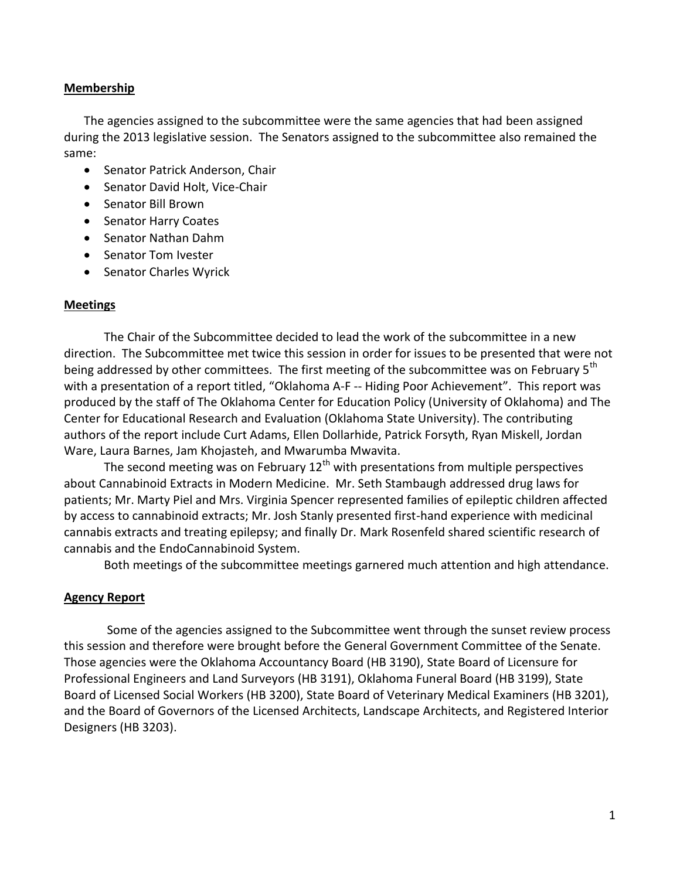**Membership**

The agencies assigned to the subcommittee were the same agencies that had been assigned during the 2013 legislative session. The Senators assigned to the subcommittee also remained the same:

- Senator Patrick Anderson, Chair
- Senator David Holt, Vice-Chair
- Senator Bill Brown
- Senator Harry Coates
- Senator Nathan Dahm
- Senator Tom Ivester
- Senator Charles Wyrick

**Meetings**

The Chair of the Subcommittee decided to lead the work of the subcommittee in a new direction. The Subcommittee met twice this session in order for issues to be presented that were not being addressed by other committees. The first meeting of the subcommittee was on February 5th with a presentation of a report titled, "Oklahoma A-F -- Hiding Poor Achievement". This report was produced by the staff of The Oklahoma Center for Education Policy (University of Oklahoma) and The Center for Educational Research and Evaluation (Oklahoma State University). The contributing authors of the report include Curt Adams, Ellen Dollarhide, Patrick Forsyth, Ryan Miskell, Jordan Ware, Laura Barnes, Jam Khojasteh, and Mwarumba Mwavita.

The second meeting was on February 12th with presentations from multiple perspectives about Cannabinoid Extracts in Modern Medicine. Mr. Seth Stambaugh addressed drug laws for patients; Mr. Marty Piel and Mrs. Virginia Spencer represented families of epileptic children affected by access to cannabinoid extracts; Mr. Josh Stanly presented first-hand experience with medicinal cannabis extracts and treating epilepsy; and finally Dr. Mark Rosenfeld shared scientific research of cannabis and the EndoCannabinoid System.

Both meetings of the subcommittee meetings garnered much attention and high attendance.

**Agency Report**

Some of the agencies assigned to the Subcommittee went through the sunset review process this session and therefore were brought before the General Government Committee of the Senate. Those agencies were the Oklahoma Accountancy Board (HB 3190), State Board of Licensure for Professional Engineers and Land Surveyors (HB 3191), Oklahoma Funeral Board (HB 3199), State Board of Licensed Social Workers (HB 3200), State Board of Veterinary Medical Examiners (HB 3201), and the Board of Governors of the Licensed Architects, Landscape Architects, and Registered Interior Designers (HB 3203).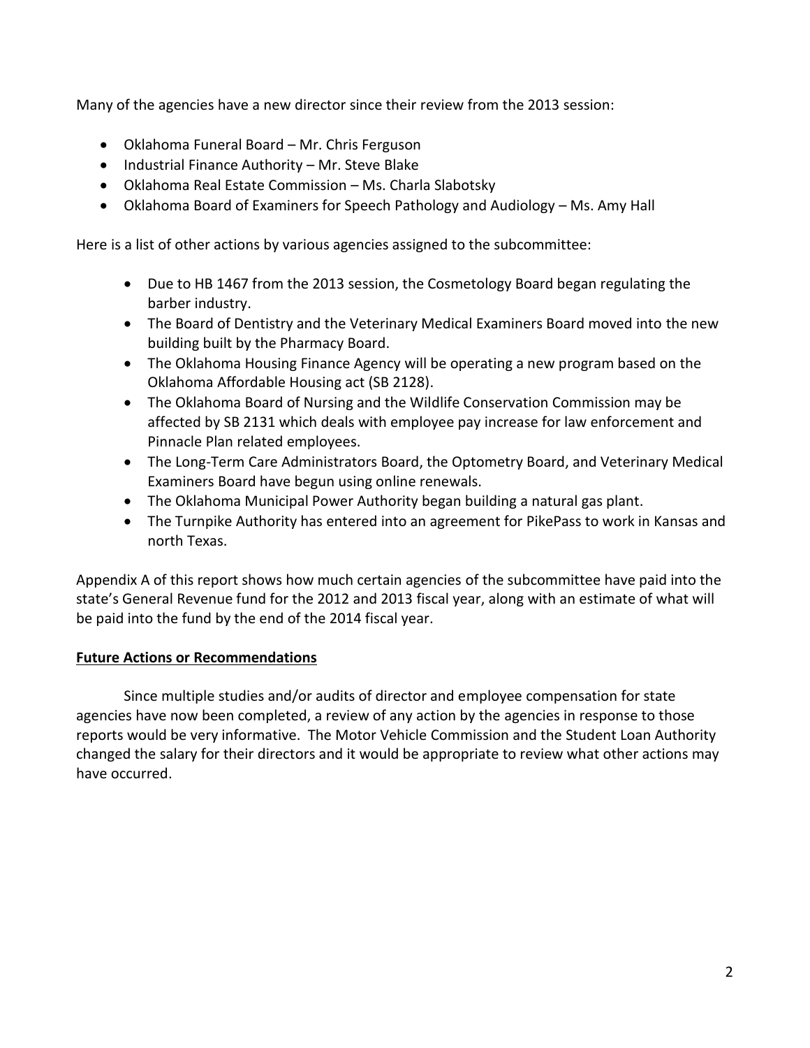Many of the agencies have a new director since their review from the 2013 session:

- Oklahoma Funeral Board – Mr. Chris Ferguson
- Industrial Finance Authority – Mr. Steve Blake
- Oklahoma Real Estate Commission – Ms. Charla Slabotsky
- Oklahoma Board of Examiners for Speech Pathology and Audiology – Ms. Amy Hall

Here is a list of other actions by various agencies assigned to the subcommittee:

- Due to HB 1467 from the 2013 session, the Cosmetology Board began regulating the barber industry.
- The Board of Dentistry and the Veterinary Medical Examiners Board moved into the new building built by the Pharmacy Board.
- The Oklahoma Housing Finance Agency will be operating a new program based on the Oklahoma Affordable Housing act (SB 2128).
- The Oklahoma Board of Nursing and the Wildlife Conservation Commission may be affected by SB 2131 which deals with employee pay increase for law enforcement and Pinnacle Plan related employees.
- The Long-Term Care Administrators Board, the Optometry Board, and Veterinary Medical Examiners Board have begun using online renewals.
- The Oklahoma Municipal Power Authority began building a natural gas plant.
- The Turnpike Authority has entered into an agreement for PikePass to work in Kansas and north Texas.

Appendix A of this report shows how much certain agencies of the subcommittee have paid into the state's General Revenue fund for the 2012 and 2013 fiscal year, along with an estimate of what will be paid into the fund by the end of the 2014 fiscal year.

**Future Actions or Recommendations**

Since multiple studies and/or audits of director and employee compensation for state agencies have now been completed, a review of any action by the agencies in response to those reports would be very informative. The Motor Vehicle Commission and the Student Loan Authority changed the salary for their directors and it would be appropriate to review what other actions may have occurred.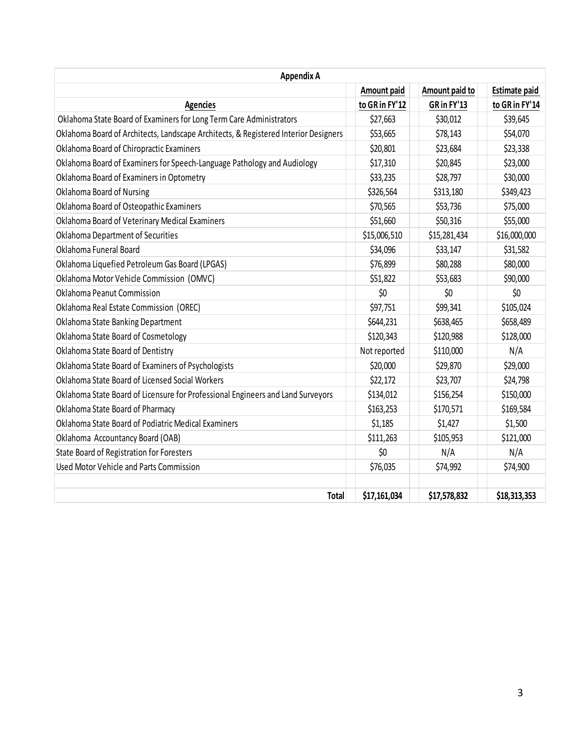| Appendix A | | | |
|---|---|---|---|
| **Agencies** | **Amount paid to GR in FY'12** | **Amount paid to GR in FY'13** | **Estimate paid to GR in FY'14** |
| Oklahoma State Board of Examiners for Long Term Care Administrators | $27,663 | $30,012 | $39,645 |
| Oklahoma Board of Architects, Landscape Architects, & Registered Interior Designers | $53,665 | $78,143 | $54,070 |
| Oklahoma Board of Chiropractic Examiners | $20,801 | $23,684 | $23,338 |
| Oklahoma Board of Examiners for Speech-Language Pathology and Audiology | $17,310 | $20,845 | $23,000 |
| Oklahoma Board of Examiners in Optometry | $33,235 | $28,797 | $30,000 |
| Oklahoma Board of Nursing | $326,564 | $313,180 | $349,423 |
| Oklahoma Board of Osteopathic Examiners | $70,565 | $53,736 | $75,000 |
| Oklahoma Board of Veterinary Medical Examiners | $51,660 | $50,316 | $55,000 |
| Oklahoma Department of Securities | $15,006,510 | $15,281,434 | $16,000,000 |
| Oklahoma Funeral Board | $34,096 | $33,147 | $31,582 |
| Oklahoma Liquefied Petroleum Gas Board (LPGAS) | $76,899 | $80,288 | $80,000 |
| Oklahoma Motor Vehicle Commission (OMVC) | $51,822 | $53,683 | $90,000 |
| Oklahoma Peanut Commission | $0 | $0 | $0 |
| Oklahoma Real Estate Commission (OREC) | $97,751 | $99,341 | $105,024 |
| Oklahoma State Banking Department | $644,231 | $638,465 | $658,489 |
| Oklahoma State Board of Cosmetology | $120,343 | $120,988 | $128,000 |
| Oklahoma State Board of Dentistry | Not reported | $110,000 | N/A |
| Oklahoma State Board of Examiners of Psychologists | $20,000 | $29,870 | $29,000 |
| Oklahoma State Board of Licensed Social Workers | $22,172 | $23,707 | $24,798 |
| Oklahoma State Board of Licensure for Professional Engineers and Land Surveyors | $134,012 | $156,254 | $150,000 |
| Oklahoma State Board of Pharmacy | $163,253 | $170,571 | $169,584 |
| Oklahoma State Board of Podiatric Medical Examiners | $1,185 | $1,427 | $1,500 |
| Oklahoma Accountancy Board (OAB) | $111,263 | $105,953 | $121,000 |
| State Board of Registration for Foresters | $0 | N/A | N/A |
| Used Motor Vehicle and Parts Commission | $76,035 | $74,992 | $74,900 |
| | | | |
| **Total** | **$17,161,034** | **$17,578,832** | **$18,313,353** |